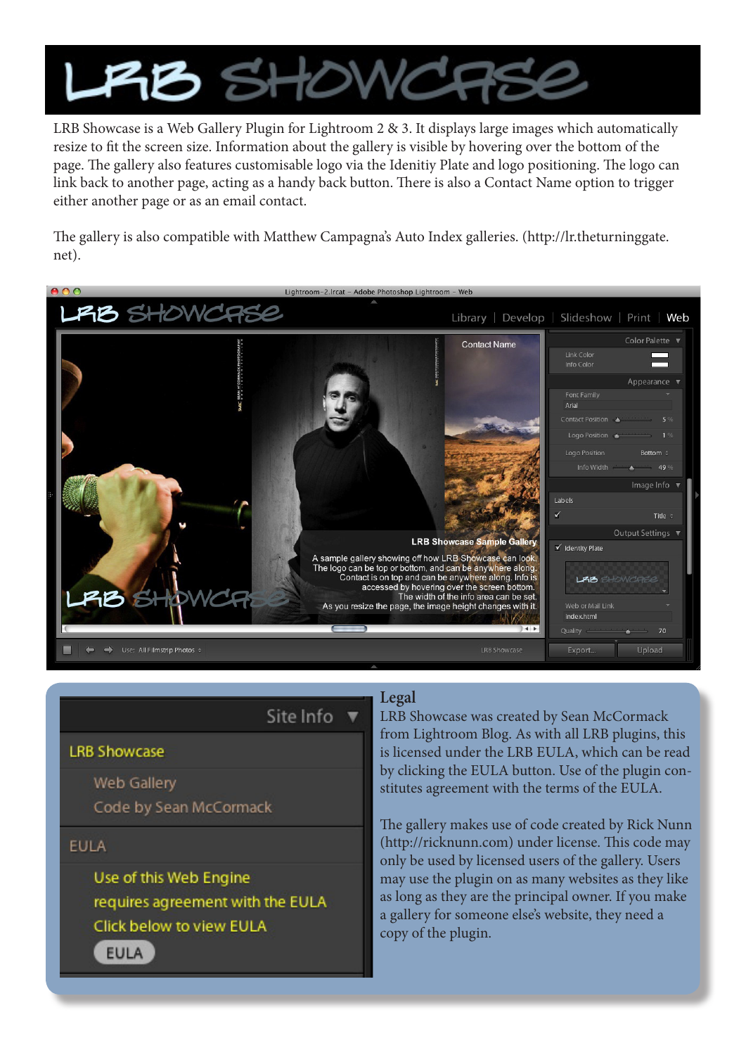# LRB SHOWCASE

LRB Showcase is a Web Gallery Plugin for Lightroom 2 & 3. It displays large images which automatically resize to fit the screen size. Information about the gallery is visible by hovering over the bottom of the page. The gallery also features customisable logo via the Idenitiy Plate and logo positioning. The logo can link back to another page, acting as a handy back button. There is also a Contact Name option to trigger either another page or as an email contact.

The gallery is also compatible with Matthew Campagna's Auto Index galleries. (http://lr.theturninggate.net).

## Legal

LRB Showcase was created by Sean McCormack from Lightroom Blog. As with all LRB plugins, this is licensed under the LRB EULA, which can be read by clicking the EULA button. Use of the plugin constitutes agreement with the terms of the EULA.

The gallery makes use of code created by Rick Nunn (http://ricknunn.com) under license. This code may only be used by licensed users of the gallery. Users may use the plugin on as many websites as they like as long as they are the principal owner. If you make a gallery for someone else's website, they need a copy of the plugin.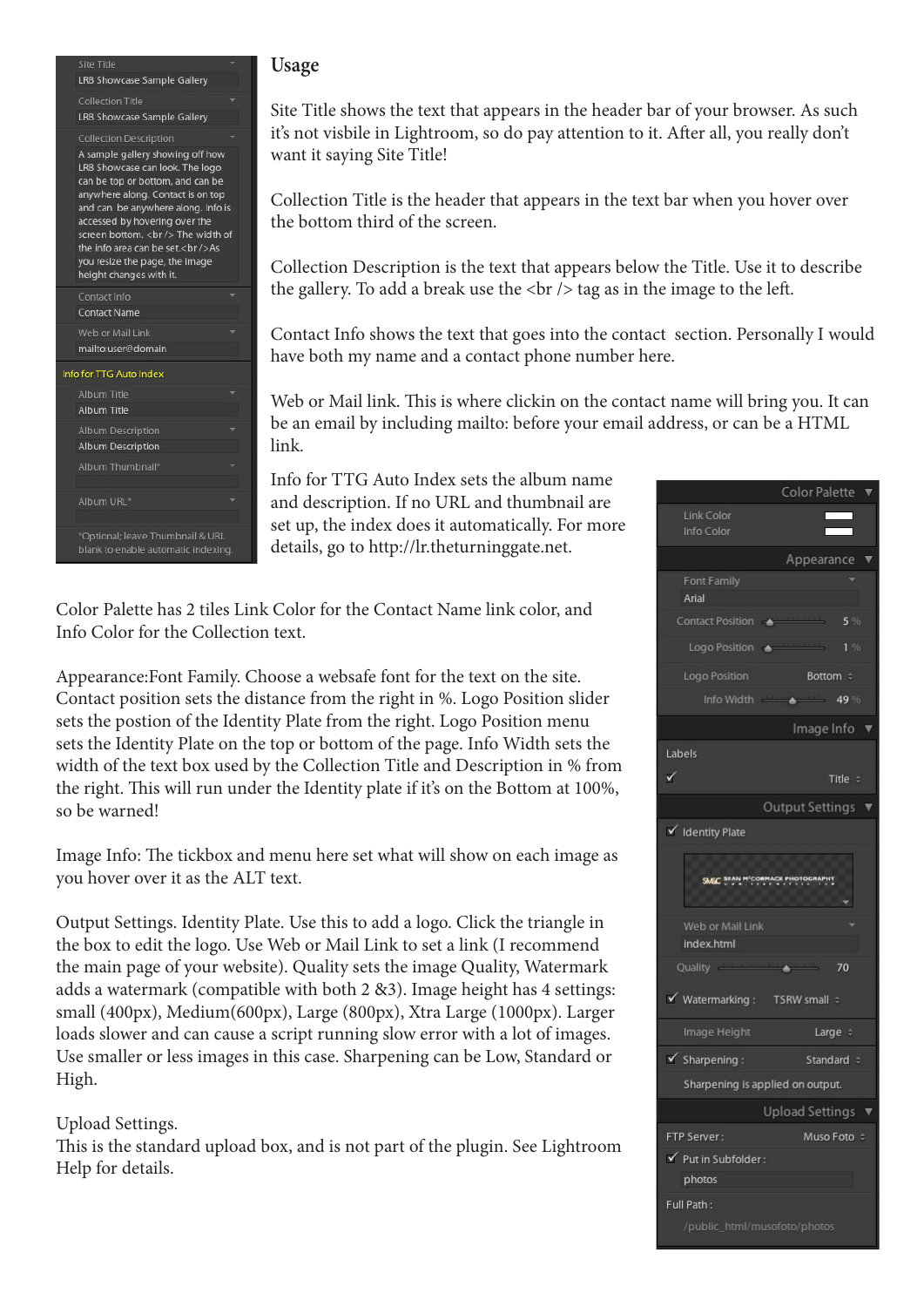# Usage

Site Title shows the text that appears in the header bar of your browser. As such it's not visibile in Lightroom, so do pay attention to it. After all, you really don't want it saying Site Title!

Collection Title is the header that appears in the text bar when you hover over the bottom third of the screen.

Collection Description is the text that appears below the Title. Use it to describe the gallery. To add a break use the <br /> tag as in the image to the left.

Contact Info shows the text that goes into the contact section. Personally I would have both my name and a contact phone number here.

Web or Mail link. This is where clickin on the contact name will bring you. It can be an email by including mailto: before your email address, or can be a HTML link.

Info for TTG Auto Index sets the album name and description. If no URL and thumbnail are set up, the index does it automatically. For more details, go to http://lr.theturninggate.net.

Color Palette has 2 tiles Link Color for the Contact Name link color, and Info Color for the Collection text.

Appearance:Font Family. Choose a websafe font for the text on the site. Contact position sets the distance from the right in %. Logo Position slider sets the postion of the Identity Plate from the right. Logo Position menu sets the Identity Plate on the top or bottom of the page. Info Width sets the width of the text box used by the Collection Title and Description in % from the right. This will run under the Identity plate if it's on the Bottom at 100%, so be warned!

Image Info: The tickbox and menu here set what will show on each image as you hover over it as the ALT text.

Output Settings. Identity Plate. Use this to add a logo. Click the triangle in the box to edit the logo. Use Web or Mail Link to set a link (I recommend the main page of your website). Quality sets the image Quality, Watermark adds a watermark (compatible with both 2 &3). Image height has 4 settings: small (400px), Medium(600px), Large (800px), Xtra Large (1000px). Larger loads slower and can cause a script running slow error with a lot of images. Use smaller or less images in this case. Sharpening can be Low, Standard or High.

Upload Settings.
This is the standard upload box, and is not part of the plugin. See Lightroom Help for details.